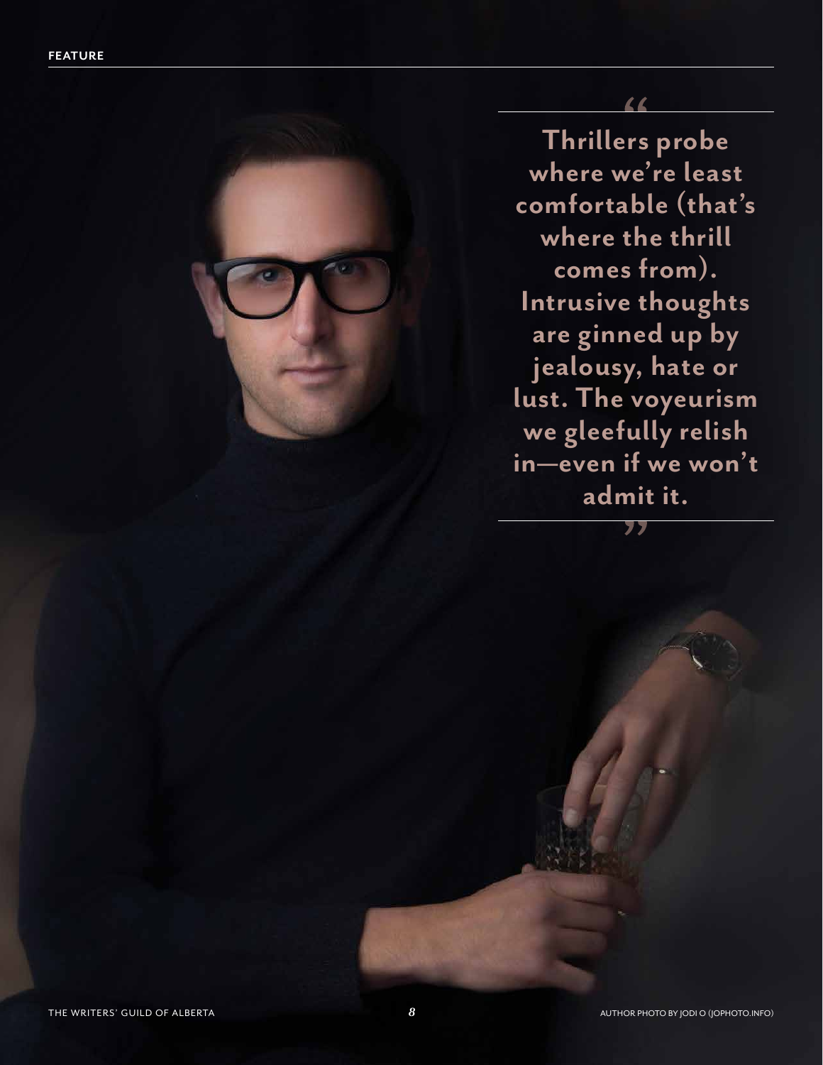FEATURE

> Thrillers probe where we're least comfortable (that's where the thrill comes from). Intrusive thoughts are ginned up by jealousy, hate or lust. The voyeurism we gleefully relish in—even if we won't admit it.

AUTHOR PHOTO BY JODI O (JOPHOTO.INFO)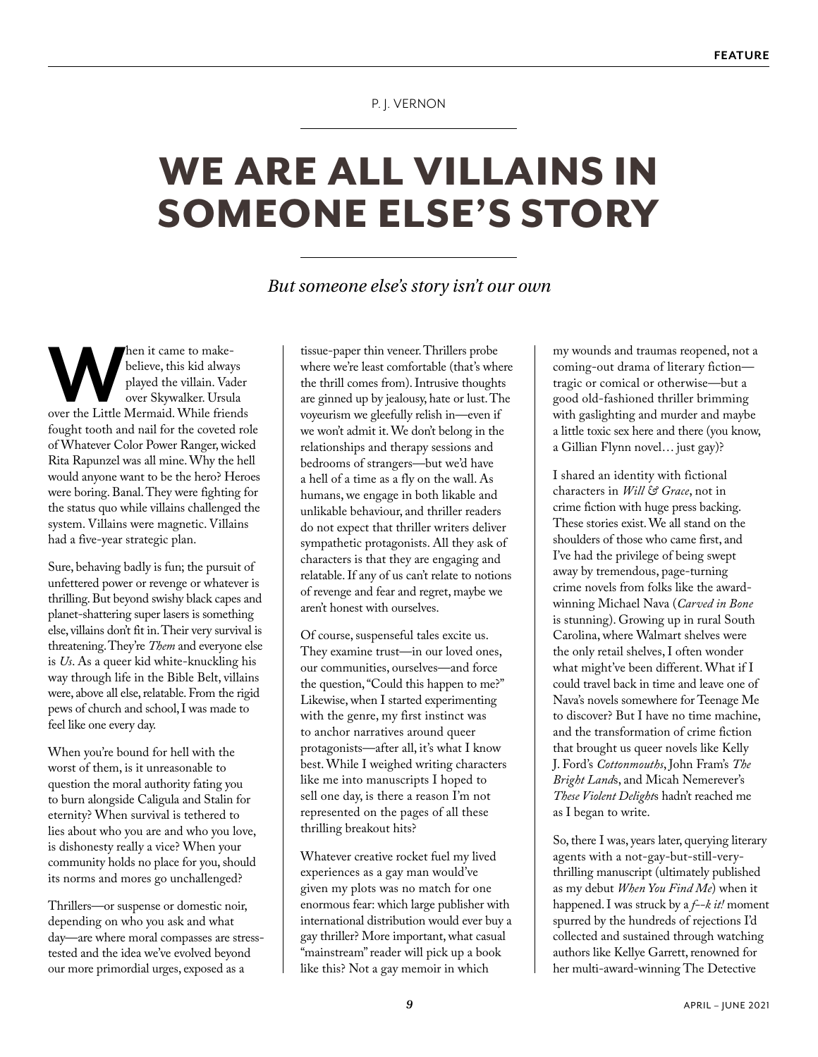P. J. VERNON

# WE ARE ALL VILLAINS IN SOMEONE ELSE'S STORY

*But someone else's story isn't our own*

When it came to make-believe, this kid always played the villain. Vader over Skywalker. Ursula over the Little Mermaid. While friends fought tooth and nail for the coveted role of Whatever Color Power Ranger, wicked Rita Rapunzel was all mine. Why the hell would anyone want to be the hero? Heroes were boring. Banal. They were fighting for the status quo while villains challenged the system. Villains were magnetic. Villains had a five-year strategic plan.

Sure, behaving badly is fun; the pursuit of unfettered power or revenge or whatever is thrilling. But beyond swishy black capes and planet-shattering super lasers is something else, villains don't fit in. Their very survival is threatening. They're *Them* and everyone else is *Us*. As a queer kid white-knuckling his way through life in the Bible Belt, villains were, above all else, relatable. From the rigid pews of church and school, I was made to feel like one every day.

When you're bound for hell with the worst of them, is it unreasonable to question the moral authority fating you to burn alongside Caligula and Stalin for eternity? When survival is tethered to lies about who you are and who you love, is dishonesty really a vice? When your community holds no place for you, should its norms and mores go unchallenged?

Thrillers—or suspense or domestic noir, depending on who you ask and what day—are where moral compasses are stress-tested and the idea we've evolved beyond our more primordial urges, exposed as a tissue-paper thin veneer. Thrillers probe where we're least comfortable (that's where the thrill comes from). Intrusive thoughts are ginned up by jealousy, hate or lust. The voyeurism we gleefully relish in—even if we won't admit it. We don't belong in the relationships and therapy sessions and bedrooms of strangers—but we'd have a hell of a time as a fly on the wall. As humans, we engage in both likable and unlikable behaviour, and thriller readers do not expect that thriller writers deliver sympathetic protagonists. All they ask of characters is that they are engaging and relatable. If any of us can't relate to notions of revenge and fear and regret, maybe we aren't honest with ourselves.

Of course, suspenseful tales excite us. They examine trust—in our loved ones, our communities, ourselves—and force the question, "Could this happen to me?" Likewise, when I started experimenting with the genre, my first instinct was to anchor narratives around queer protagonists—after all, it's what I know best. While I weighed writing characters like me into manuscripts I hoped to sell one day, is there a reason I'm not represented on the pages of all these thrilling breakout hits?

Whatever creative rocket fuel my lived experiences as a gay man would've given my plots was no match for one enormous fear: which large publisher with international distribution would ever buy a gay thriller? More important, what casual "mainstream" reader will pick up a book like this? Not a gay memoir in which my wounds and traumas reopened, not a coming-out drama of literary fiction—tragic or comical or otherwise—but a good old-fashioned thriller brimming with gaslighting and murder and maybe a little toxic sex here and there (you know, a Gillian Flynn novel… just gay)?

I shared an identity with fictional characters in *Will & Grace*, not in crime fiction with huge press backing. These stories exist. We all stand on the shoulders of those who came first, and I've had the privilege of being swept away by tremendous, page-turning crime novels from folks like the award-winning Michael Nava (*Carved in Bone* is stunning). Growing up in rural South Carolina, where Walmart shelves were the only retail shelves, I often wonder what might've been different. What if I could travel back in time and leave one of Nava's novels somewhere for Teenage Me to discover? But I have no time machine, and the transformation of crime fiction that brought us queer novels like Kelly J. Ford's *Cottonmouths*, John Fram's *The Bright Land*s, and Micah Nemerever's *These Violent Delight*s hadn't reached me as I began to write.

So, there I was, years later, querying literary agents with a not-gay-but-still-very-thrilling manuscript (ultimately published as my debut *When You Find Me*) when it happened. I was struck by a *f--k it!* moment spurred by the hundreds of rejections I'd collected and sustained through watching authors like Kellye Garrett, renowned for her multi-award-winning The Detective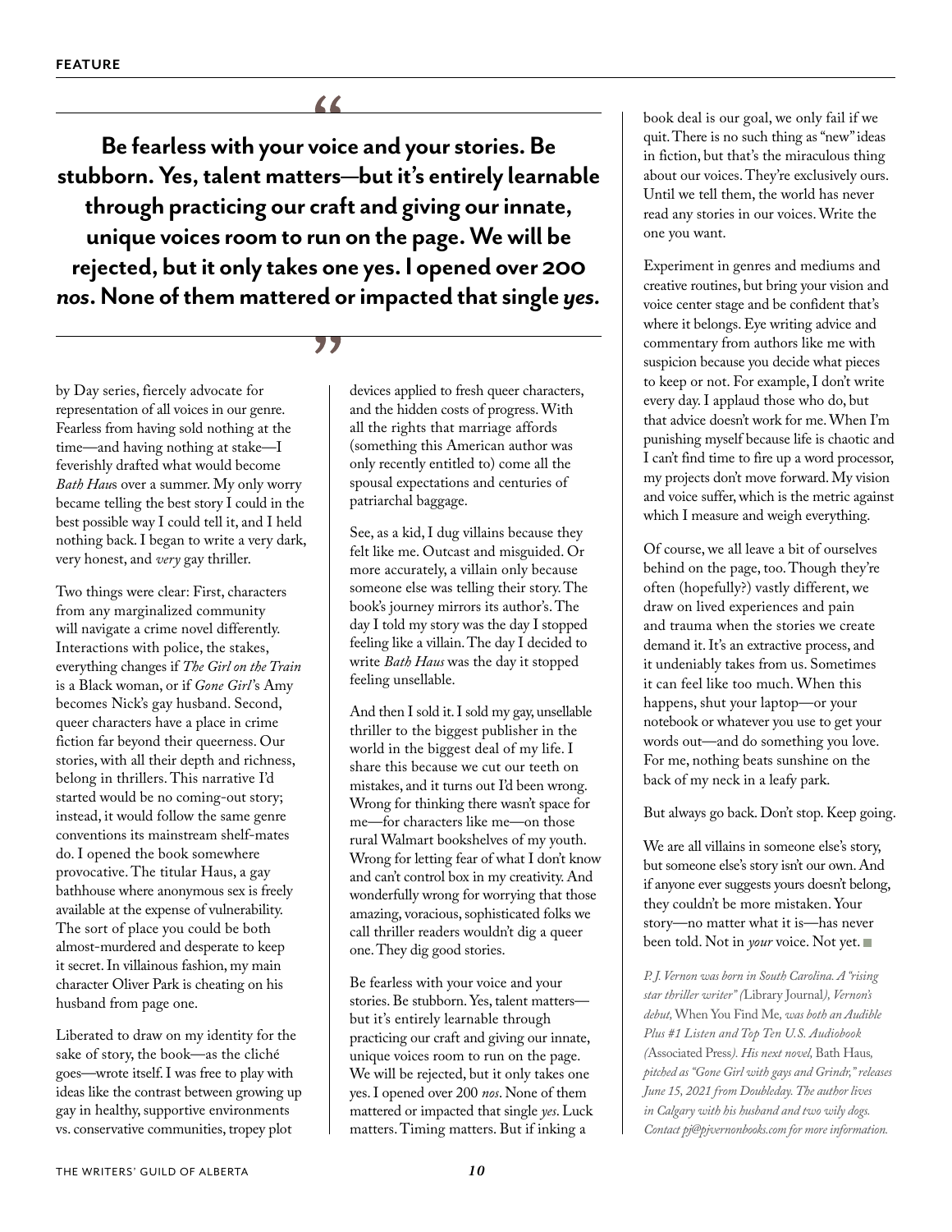> **Be fearless with your voice and your stories. Be stubborn. Yes, talent matters—but it's entirely learnable through practicing our craft and giving our innate, unique voices room to run on the page. We will be rejected, but it only takes one yes. I opened over 200 *nos*. None of them mattered or impacted that single *yes*.**

by Day series, fiercely advocate for representation of all voices in our genre. Fearless from having sold nothing at the time—and having nothing at stake—I feverishly drafted what would become *Bath Haus* over a summer. My only worry became telling the best story I could in the best possible way I could tell it, and I held nothing back. I began to write a very dark, very honest, and *very* gay thriller.

Two things were clear: First, characters from any marginalized community will navigate a crime novel differently. Interactions with police, the stakes, everything changes if *The Girl on the Train* is a Black woman, or if *Gone Girl*'s Amy becomes Nick's gay husband. Second, queer characters have a place in crime fiction far beyond their queerness. Our stories, with all their depth and richness, belong in thrillers. This narrative I'd started would be no coming-out story; instead, it would follow the same genre conventions its mainstream shelf-mates do. I opened the book somewhere provocative. The titular Haus, a gay bathhouse where anonymous sex is freely available at the expense of vulnerability. The sort of place you could be both almost-murdered and desperate to keep it secret. In villainous fashion, my main character Oliver Park is cheating on his husband from page one.

Liberated to draw on my identity for the sake of story, the book—as the cliché goes—wrote itself. I was free to play with ideas like the contrast between growing up gay in healthy, supportive environments vs. conservative communities, tropey plot devices applied to fresh queer characters, and the hidden costs of progress. With all the rights that marriage affords (something this American author was only recently entitled to) come all the spousal expectations and centuries of patriarchal baggage.

See, as a kid, I dug villains because they felt like me. Outcast and misguided. Or more accurately, a villain only because someone else was telling their story. The book's journey mirrors its author's. The day I told my story was the day I stopped feeling like a villain. The day I decided to write *Bath Haus* was the day it stopped feeling unsellable.

And then I sold it. I sold my gay, unsellable thriller to the biggest publisher in the world in the biggest deal of my life. I share this because we cut our teeth on mistakes, and it turns out I'd been wrong. Wrong for thinking there wasn't space for me—for characters like me—on those rural Walmart bookshelves of my youth. Wrong for letting fear of what I don't know and can't control box in my creativity. And wonderfully wrong for worrying that those amazing, voracious, sophisticated folks we call thriller readers wouldn't dig a queer one. They dig good stories.

Be fearless with your voice and your stories. Be stubborn. Yes, talent matters—but it's entirely learnable through practicing our craft and giving our innate, unique voices room to run on the page. We will be rejected, but it only takes one yes. I opened over 200 *nos*. None of them mattered or impacted that single *yes*. Luck matters. Timing matters. But if inking a book deal is our goal, we only fail if we quit. There is no such thing as "new" ideas in fiction, but that's the miraculous thing about our voices. They're exclusively ours. Until we tell them, the world has never read any stories in our voices. Write the one you want.

Experiment in genres and mediums and creative routines, but bring your vision and voice center stage and be confident that's where it belongs. Eye writing advice and commentary from authors like me with suspicion because you decide what pieces to keep or not. For example, I don't write every day. I applaud those who do, but that advice doesn't work for me. When I'm punishing myself because life is chaotic and I can't find time to fire up a word processor, my projects don't move forward. My vision and voice suffer, which is the metric against which I measure and weigh everything.

Of course, we all leave a bit of ourselves behind on the page, too. Though they're often (hopefully?) vastly different, we draw on lived experiences and pain and trauma when the stories we create demand it. It's an extractive process, and it undeniably takes from us. Sometimes it can feel like too much. When this happens, shut your laptop—or your notebook or whatever you use to get your words out—and do something you love. For me, nothing beats sunshine on the back of my neck in a leafy park.

But always go back. Don't stop. Keep going.

We are all villains in someone else's story, but someone else's story isn't our own. And if anyone ever suggests yours doesn't belong, they couldn't be more mistaken. Your story—no matter what it is—has never been told. Not in *your* voice. Not yet. ■

*P. J. Vernon was born in South Carolina. A "rising star thriller writer" (*Library Journal*), Vernon's debut,* When You Find Me*, was both an Audible Plus #1 Listen and Top Ten U.S. Audiobook (*Associated Press*). His next novel,* Bath Haus*, pitched as "Gone Girl with gays and Grindr," releases June 15, 2021 from Doubleday. The author lives in Calgary with his husband and two wily dogs. Contact pj@pjvernonbooks.com for more information.*